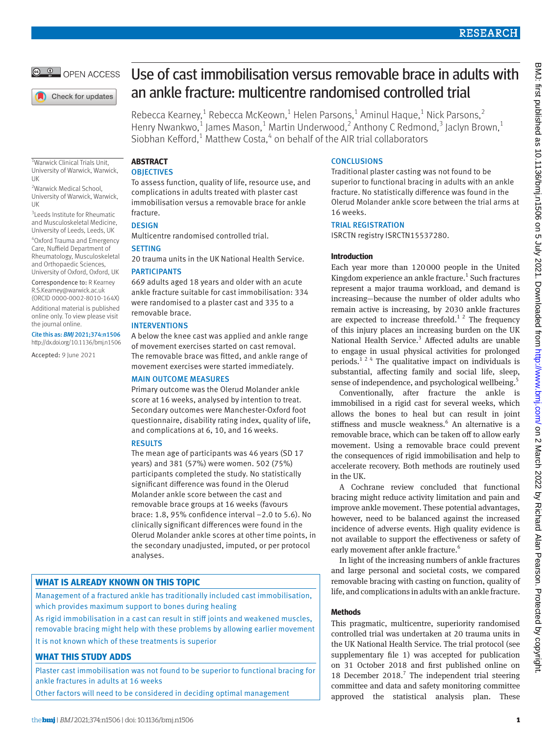# Use of cast immobilisation versus removable brace in adults with an ankle fracture: multicentre randomised controlled trial

Rebecca Kearney,[1] Rebecca McKeown,[1] Helen Parsons,[1] Aminul Haque,[1] Nick Parsons,[2] Henry Nwankwo,[1] James Mason,[1] Martin Underwood,[2] Anthony C Redmond,[3] Jaclyn Brown,[1] Siobhan Kefford,[1] Matthew Costa,[4] on behalf of the AIR trial collaborators

[1]Warwick Clinical Trials Unit, University of Warwick, Warwick, UK

[2]Warwick Medical School, University of Warwick, Warwick, UK

[3]Leeds Institute for Rheumatic and Musculoskeletal Medicine, University of Leeds, Leeds, UK

[4]Oxford Trauma and Emergency Care, Nuffield Department of Rheumatology, Musculoskeletal and Orthopaedic Sciences, University of Oxford, Oxford, UK

Correspondence to: R Kearney R.S.Kearney@warwick.ac.uk (ORCID 0000-0002-8010-164X)

Additional material is published online only. To view please visit the journal online.

Cite this as: *BMJ* 2021;374:n1506
http://dx.doi.org/10.1136/bmj.n1506

Accepted: 9 June 2021

## ABSTRACT

### OBJECTIVES

To assess function, quality of life, resource use, and complications in adults treated with plaster cast immobilisation versus a removable brace for ankle fracture.

### DESIGN

Multicentre randomised controlled trial.

### SETTING

20 trauma units in the UK National Health Service.

### PARTICIPANTS

669 adults aged 18 years and older with an acute ankle fracture suitable for cast immobilisation: 334 were randomised to a plaster cast and 335 to a removable brace.

### INTERVENTIONS

A below the knee cast was applied and ankle range of movement exercises started on cast removal. The removable brace was fitted, and ankle range of movement exercises were started immediately.

### MAIN OUTCOME MEASURES

Primary outcome was the Olerud Molander ankle score at 16 weeks, analysed by intention to treat. Secondary outcomes were Manchester-Oxford foot questionnaire, disability rating index, quality of life, and complications at 6, 10, and 16 weeks.

### RESULTS

The mean age of participants was 46 years (SD 17 years) and 381 (57%) were women. 502 (75%) participants completed the study. No statistically significant difference was found in the Olerud Molander ankle score between the cast and removable brace groups at 16 weeks (favours brace: 1.8, 95% confidence interval −2.0 to 5.6). No clinically significant differences were found in the Olerud Molander ankle scores at other time points, in the secondary unadjusted, imputed, or per protocol analyses.

### CONCLUSIONS

Traditional plaster casting was not found to be superior to functional bracing in adults with an ankle fracture. No statistically difference was found in the Olerud Molander ankle score between the trial arms at 16 weeks.

### TRIAL REGISTRATION

ISRCTN registry ISRCTN15537280.

### WHAT IS ALREADY KNOWN ON THIS TOPIC

Management of a fractured ankle has traditionally included cast immobilisation, which provides maximum support to bones during healing

As rigid immobilisation in a cast can result in stiff joints and weakened muscles, removable bracing might help with these problems by allowing earlier movement

It is not known which of these treatments is superior

### WHAT THIS STUDY ADDS

Plaster cast immobilisation was not found to be superior to functional bracing for ankle fractures in adults at 16 weeks

Other factors will need to be considered in deciding optimal management

## Introduction

Each year more than 120 000 people in the United Kingdom experience an ankle fracture.[1] Such fractures represent a major trauma workload, and demand is increasing—because the number of older adults who remain active is increasing, by 2030 ankle fractures are expected to increase threefold.[1,2] The frequency of this injury places an increasing burden on the UK National Health Service.[3] Affected adults are unable to engage in usual physical activities for prolonged periods.[1,2,4] The qualitative impact on individuals is substantial, affecting family and social life, sleep, sense of independence, and psychological wellbeing.[5]

Conventionally, after fracture the ankle is immobilised in a rigid cast for several weeks, which allows the bones to heal but can result in joint stiffness and muscle weakness.[6] An alternative is a removable brace, which can be taken off to allow early movement. Using a removable brace could prevent the consequences of rigid immobilisation and help to accelerate recovery. Both methods are routinely used in the UK.

A Cochrane review concluded that functional bracing might reduce activity limitation and pain and improve ankle movement. These potential advantages, however, need to be balanced against the increased incidence of adverse events. High quality evidence is not available to support the effectiveness or safety of early movement after ankle fracture.[6]

In light of the increasing numbers of ankle fractures and large personal and societal costs, we compared removable bracing with casting on function, quality of life, and complications in adults with an ankle fracture.

## Methods

This pragmatic, multicentre, superiority randomised controlled trial was undertaken at 20 trauma units in the UK National Health Service. The trial protocol (see supplementary file 1) was accepted for publication on 31 October 2018 and first published online on 18 December 2018.[7] The independent trial steering committee and data and safety monitoring committee approved the statistical analysis plan. These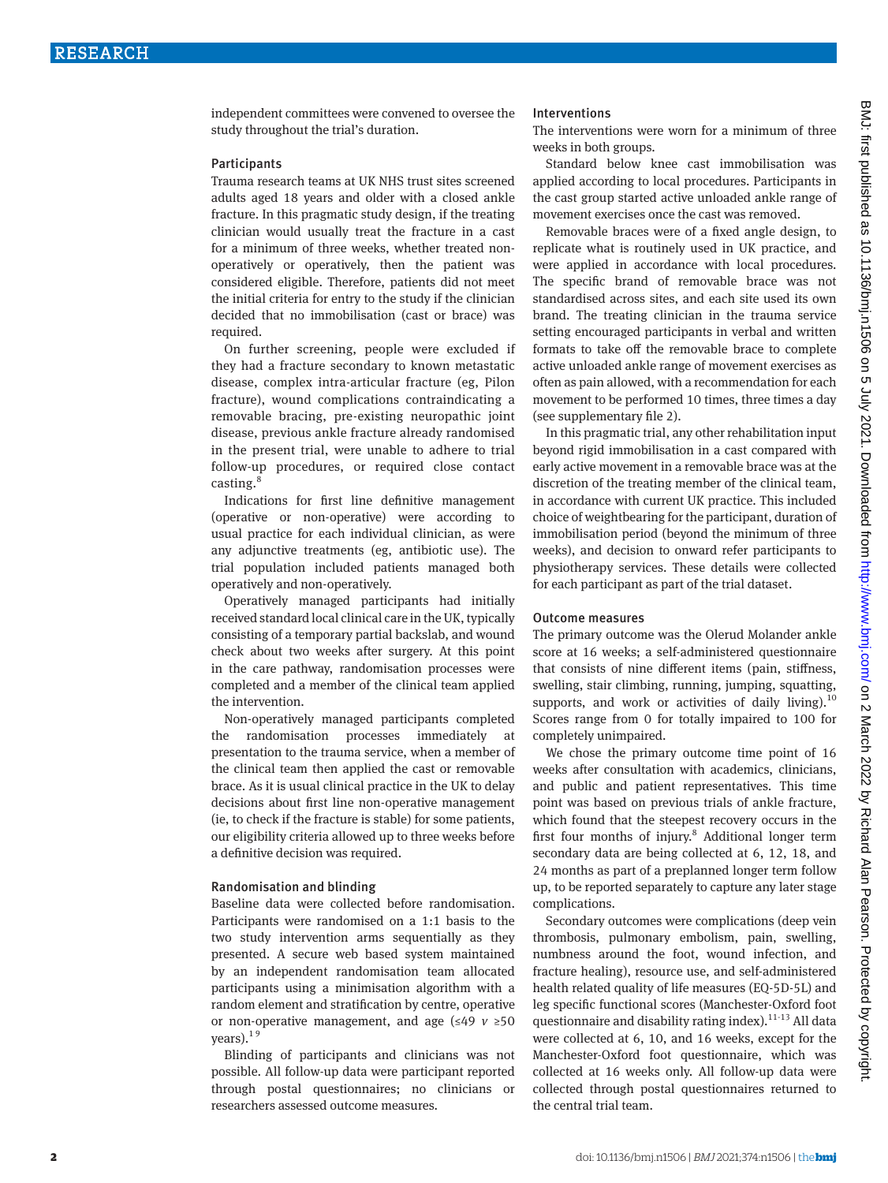independent committees were convened to oversee the study throughout the trial's duration.

### Participants

Trauma research teams at UK NHS trust sites screened adults aged 18 years and older with a closed ankle fracture. In this pragmatic study design, if the treating clinician would usually treat the fracture in a cast for a minimum of three weeks, whether treated non-operatively or operatively, then the patient was considered eligible. Therefore, patients did not meet the initial criteria for entry to the study if the clinician decided that no immobilisation (cast or brace) was required.

On further screening, people were excluded if they had a fracture secondary to known metastatic disease, complex intra-articular fracture (eg, Pilon fracture), wound complications contraindicating a removable bracing, pre-existing neuropathic joint disease, previous ankle fracture already randomised in the present trial, were unable to adhere to trial follow-up procedures, or required close contact casting.[8]

Indications for first line definitive management (operative or non-operative) were according to usual practice for each individual clinician, as were any adjunctive treatments (eg, antibiotic use). The trial population included patients managed both operatively and non-operatively.

Operatively managed participants had initially received standard local clinical care in the UK, typically consisting of a temporary partial backslab, and wound check about two weeks after surgery. At this point in the care pathway, randomisation processes were completed and a member of the clinical team applied the intervention.

Non-operatively managed participants completed the randomisation processes immediately at presentation to the trauma service, when a member of the clinical team then applied the cast or removable brace. As it is usual clinical practice in the UK to delay decisions about first line non-operative management (ie, to check if the fracture is stable) for some patients, our eligibility criteria allowed up to three weeks before a definitive decision was required.

### Randomisation and blinding

Baseline data were collected before randomisation. Participants were randomised on a 1:1 basis to the two study intervention arms sequentially as they presented. A secure web based system maintained by an independent randomisation team allocated participants using a minimisation algorithm with a random element and stratification by centre, operative or non-operative management, and age (≤49 *v* ≥50 years).[1 9]

Blinding of participants and clinicians was not possible. All follow-up data were participant reported through postal questionnaires; no clinicians or researchers assessed outcome measures.

### Interventions

The interventions were worn for a minimum of three weeks in both groups.

Standard below knee cast immobilisation was applied according to local procedures. Participants in the cast group started active unloaded ankle range of movement exercises once the cast was removed.

Removable braces were of a fixed angle design, to replicate what is routinely used in UK practice, and were applied in accordance with local procedures. The specific brand of removable brace was not standardised across sites, and each site used its own brand. The treating clinician in the trauma service setting encouraged participants in verbal and written formats to take off the removable brace to complete active unloaded ankle range of movement exercises as often as pain allowed, with a recommendation for each movement to be performed 10 times, three times a day (see supplementary file 2).

In this pragmatic trial, any other rehabilitation input beyond rigid immobilisation in a cast compared with early active movement in a removable brace was at the discretion of the treating member of the clinical team, in accordance with current UK practice. This included choice of weightbearing for the participant, duration of immobilisation period (beyond the minimum of three weeks), and decision to onward refer participants to physiotherapy services. These details were collected for each participant as part of the trial dataset.

### Outcome measures

The primary outcome was the Olerud Molander ankle score at 16 weeks; a self-administered questionnaire that consists of nine different items (pain, stiffness, swelling, stair climbing, running, jumping, squatting, supports, and work or activities of daily living).[10] Scores range from 0 for totally impaired to 100 for completely unimpaired.

We chose the primary outcome time point of 16 weeks after consultation with academics, clinicians, and public and patient representatives. This time point was based on previous trials of ankle fracture, which found that the steepest recovery occurs in the first four months of injury.[8] Additional longer term secondary data are being collected at 6, 12, 18, and 24 months as part of a preplanned longer term follow up, to be reported separately to capture any later stage complications.

Secondary outcomes were complications (deep vein thrombosis, pulmonary embolism, pain, swelling, numbness around the foot, wound infection, and fracture healing), resource use, and self-administered health related quality of life measures (EQ-5D-5L) and leg specific functional scores (Manchester-Oxford foot questionnaire and disability rating index).[11-13] All data were collected at 6, 10, and 16 weeks, except for the Manchester-Oxford foot questionnaire, which was collected at 16 weeks only. All follow-up data were collected through postal questionnaires returned to the central trial team.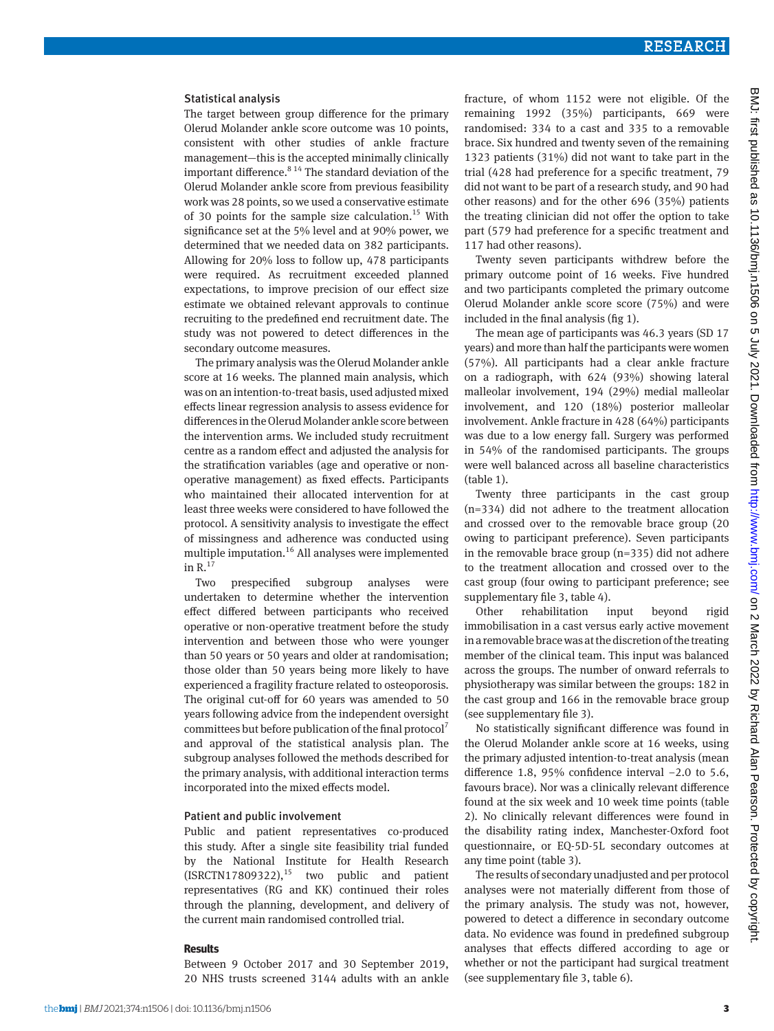### Statistical analysis

The target between group difference for the primary Olerud Molander ankle score outcome was 10 points, consistent with other studies of ankle fracture management—this is the accepted minimally clinically important difference.[8 14] The standard deviation of the Olerud Molander ankle score from previous feasibility work was 28 points, so we used a conservative estimate of 30 points for the sample size calculation.[15] With significance set at the 5% level and at 90% power, we determined that we needed data on 382 participants. Allowing for 20% loss to follow up, 478 participants were required. As recruitment exceeded planned expectations, to improve precision of our effect size estimate we obtained relevant approvals to continue recruiting to the predefined end recruitment date. The study was not powered to detect differences in the secondary outcome measures.

The primary analysis was the Olerud Molander ankle score at 16 weeks. The planned main analysis, which was on an intention-to-treat basis, used adjusted mixed effects linear regression analysis to assess evidence for differences in the Olerud Molander ankle score between the intervention arms. We included study recruitment centre as a random effect and adjusted the analysis for the stratification variables (age and operative or non-operative management) as fixed effects. Participants who maintained their allocated intervention for at least three weeks were considered to have followed the protocol. A sensitivity analysis to investigate the effect of missingness and adherence was conducted using multiple imputation.[16] All analyses were implemented in R.[17]

Two prespecified subgroup analyses were undertaken to determine whether the intervention effect differed between participants who received operative or non-operative treatment before the study intervention and between those who were younger than 50 years or 50 years and older at randomisation; those older than 50 years being more likely to have experienced a fragility fracture related to osteoporosis. The original cut-off for 60 years was amended to 50 years following advice from the independent oversight committees but before publication of the final protocol[7] and approval of the statistical analysis plan. The subgroup analyses followed the methods described for the primary analysis, with additional interaction terms incorporated into the mixed effects model.

### Patient and public involvement

Public and patient representatives co-produced this study. After a single site feasibility trial funded by the National Institute for Health Research (ISRCTN17809322),[15] two public and patient representatives (RG and KK) continued their roles through the planning, development, and delivery of the current main randomised controlled trial.

## Results

Between 9 October 2017 and 30 September 2019, 20 NHS trusts screened 3144 adults with an ankle fracture, of whom 1152 were not eligible. Of the remaining 1992 (35%) participants, 669 were randomised: 334 to a cast and 335 to a removable brace. Six hundred and twenty seven of the remaining 1323 patients (31%) did not want to take part in the trial (428 had preference for a specific treatment, 79 did not want to be part of a research study, and 90 had other reasons) and for the other 696 (35%) patients the treating clinician did not offer the option to take part (579 had preference for a specific treatment and 117 had other reasons).

Twenty seven participants withdrew before the primary outcome point of 16 weeks. Five hundred and two participants completed the primary outcome Olerud Molander ankle score score (75%) and were included in the final analysis (fig 1).

The mean age of participants was 46.3 years (SD 17 years) and more than half the participants were women (57%). All participants had a clear ankle fracture on a radiograph, with 624 (93%) showing lateral malleolar involvement, 194 (29%) medial malleolar involvement, and 120 (18%) posterior malleolar involvement. Ankle fracture in 428 (64%) participants was due to a low energy fall. Surgery was performed in 54% of the randomised participants. The groups were well balanced across all baseline characteristics (table 1).

Twenty three participants in the cast group (n=334) did not adhere to the treatment allocation and crossed over to the removable brace group (20 owing to participant preference). Seven participants in the removable brace group (n=335) did not adhere to the treatment allocation and crossed over to the cast group (four owing to participant preference; see supplementary file 3, table 4).

Other rehabilitation input beyond rigid immobilisation in a cast versus early active movement in a removable brace was at the discretion of the treating member of the clinical team. This input was balanced across the groups. The number of onward referrals to physiotherapy was similar between the groups: 182 in the cast group and 166 in the removable brace group (see supplementary file 3).

No statistically significant difference was found in the Olerud Molander ankle score at 16 weeks, using the primary adjusted intention-to-treat analysis (mean difference 1.8, 95% confidence interval −2.0 to 5.6, favours brace). Nor was a clinically relevant difference found at the six week and 10 week time points (table 2). No clinically relevant differences were found in the disability rating index, Manchester-Oxford foot questionnaire, or EQ-5D-5L secondary outcomes at any time point (table 3).

The results of secondary unadjusted and per protocol analyses were not materially different from those of the primary analysis. The study was not, however, powered to detect a difference in secondary outcome data. No evidence was found in predefined subgroup analyses that effects differed according to age or whether or not the participant had surgical treatment (see supplementary file 3, table 6).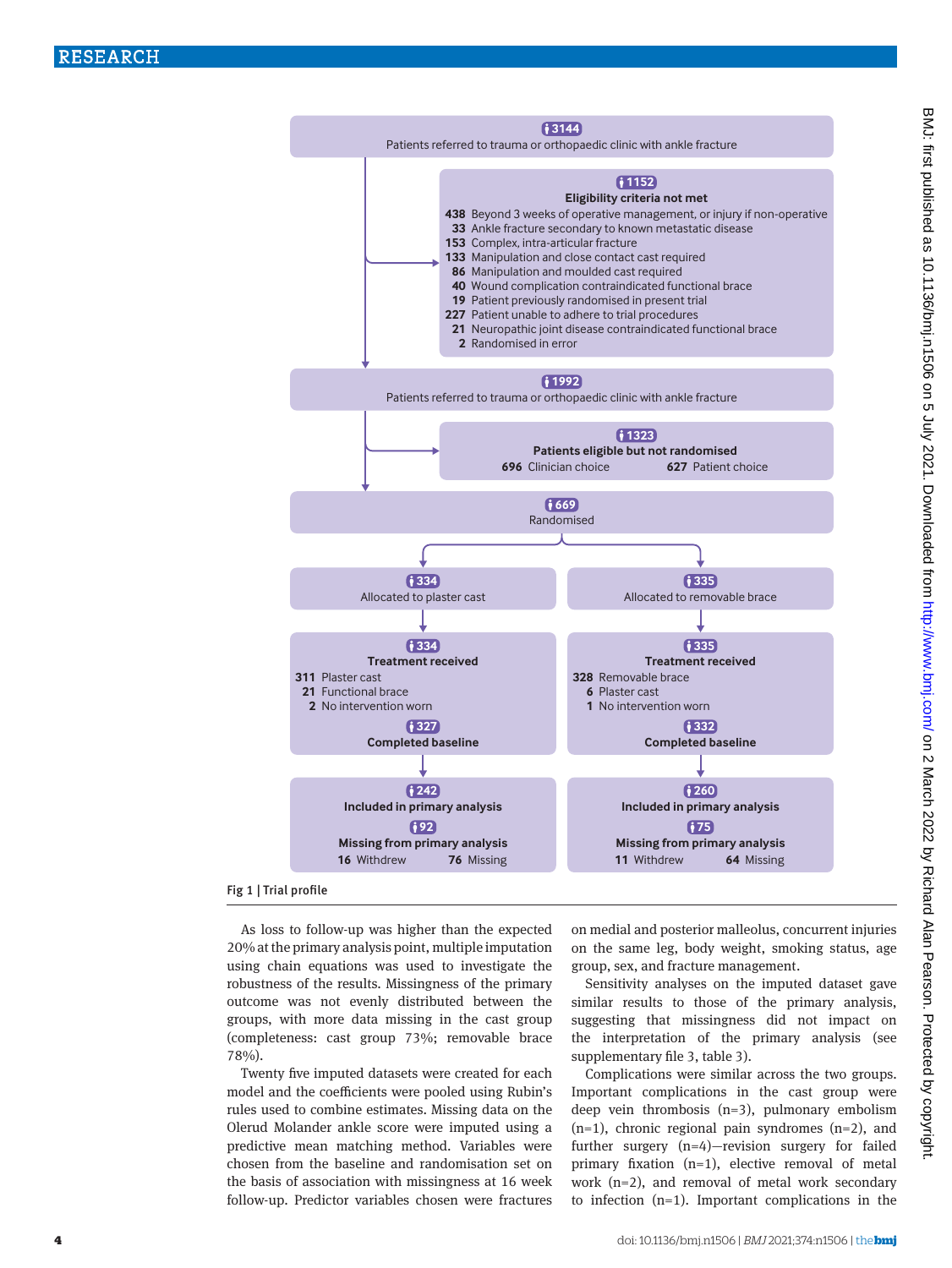3144
Patients referred to trauma or orthopaedic clinic with ankle fracture

1152
**Eligibility criteria not met**
- 438 Beyond 3 weeks of operative management, or injury if non-operative
- 33 Ankle fracture secondary to known metastatic disease
- 153 Complex, intra-articular fracture
- 133 Manipulation and close contact cast required
- 86 Manipulation and moulded cast required
- 40 Wound complication contraindicated functional brace
- 19 Patient previously randomised in present trial
- 227 Patient unable to adhere to trial procedures
- 21 Neuropathic joint disease contraindicated functional brace
- 2 Randomised in error

1992
Patients referred to trauma or orthopaedic clinic with ankle fracture

1323
**Patients eligible but not randomised**
- 696 Clinician choice
- 627 Patient choice

669
Randomised

| 334 Allocated to plaster cast | 335 Allocated to removable brace |
|---|---|
| 334 **Treatment received**: 311 Plaster cast; 21 Functional brace; 2 No intervention worn | 335 **Treatment received**: 328 Removable brace; 6 Plaster cast; 1 No intervention worn |
| 327 **Completed baseline** | 332 **Completed baseline** |
| 242 **Included in primary analysis** | 260 **Included in primary analysis** |
| 92 **Missing from primary analysis**: 16 Withdrew; 76 Missing | 75 **Missing from primary analysis**: 11 Withdrew; 64 Missing |

**Fig 1 | Trial profile**

As loss to follow-up was higher than the expected 20% at the primary analysis point, multiple imputation using chain equations was used to investigate the robustness of the results. Missingness of the primary outcome was not evenly distributed between the groups, with more data missing in the cast group (completeness: cast group 73%; removable brace 78%).

Twenty five imputed datasets were created for each model and the coefficients were pooled using Rubin's rules used to combine estimates. Missing data on the Olerud Molander ankle score were imputed using a predictive mean matching method. Variables were chosen from the baseline and randomisation set on the basis of association with missingness at 16 week follow-up. Predictor variables chosen were fractures on medial and posterior malleolus, concurrent injuries on the same leg, body weight, smoking status, age group, sex, and fracture management.

Sensitivity analyses on the imputed dataset gave similar results to those of the primary analysis, suggesting that missingness did not impact on the interpretation of the primary analysis (see supplementary file 3, table 3).

Complications were similar across the two groups. Important complications in the cast group were deep vein thrombosis (n=3), pulmonary embolism (n=1), chronic regional pain syndromes (n=2), and further surgery (n=4)—revision surgery for failed primary fixation (n=1), elective removal of metal work (n=2), and removal of metal work secondary to infection (n=1). Important complications in the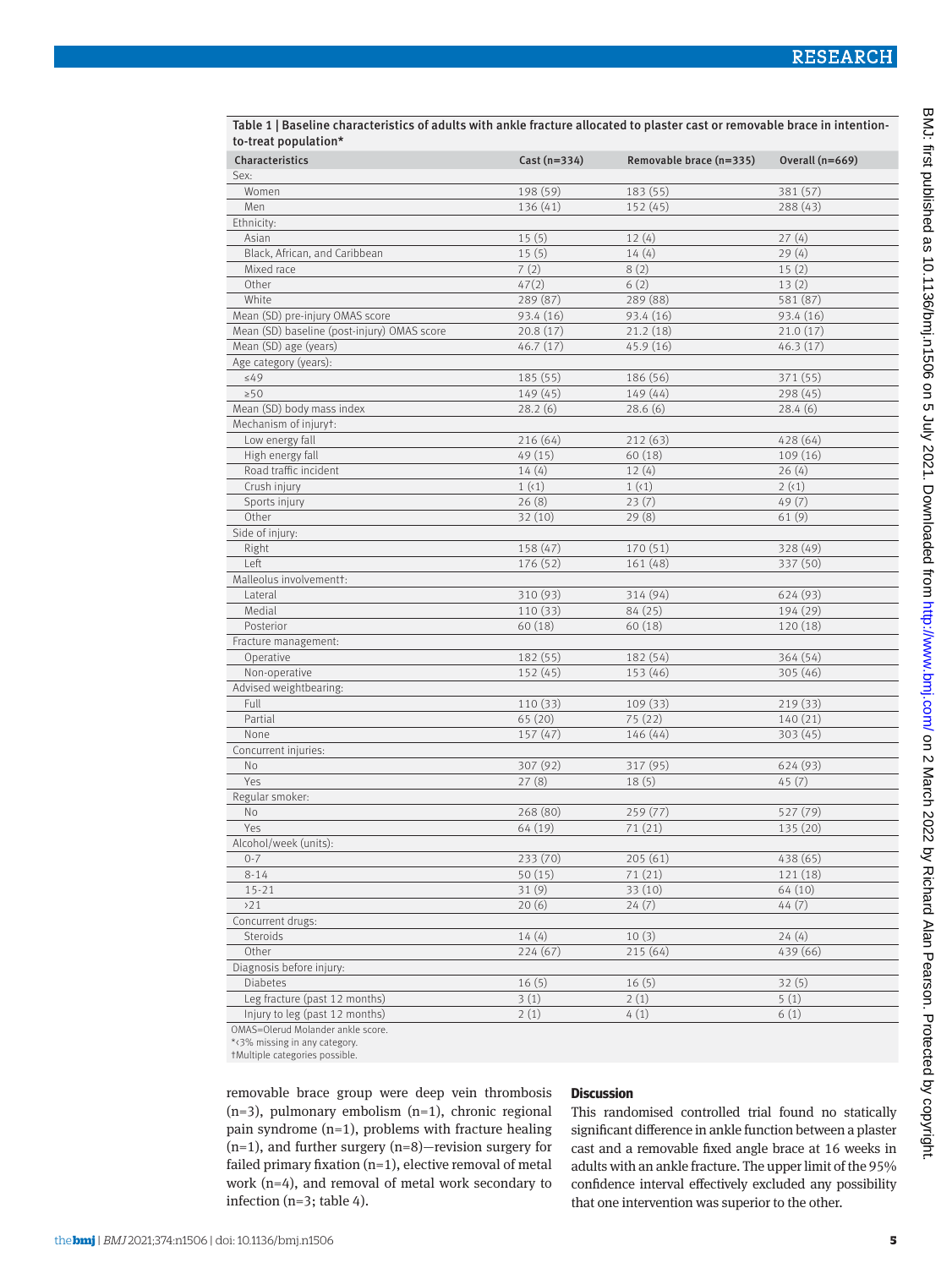**Table 1 | Baseline characteristics of adults with ankle fracture allocated to plaster cast or removable brace in intention-to-treat population***

| Characteristics | Cast (n=334) | Removable brace (n=335) | Overall (n=669) |
|---|---|---|---|
| Sex: | | | |
| Women | 198 (59) | 183 (55) | 381 (57) |
| Men | 136 (41) | 152 (45) | 288 (43) |
| Ethnicity: | | | |
| Asian | 15 (5) | 12 (4) | 27 (4) |
| Black, African, and Caribbean | 15 (5) | 14 (4) | 29 (4) |
| Mixed race | 7 (2) | 8 (2) | 15 (2) |
| Other | 47(2) | 6 (2) | 13 (2) |
| White | 289 (87) | 289 (88) | 581 (87) |
| Mean (SD) pre-injury OMAS score | 93.4 (16) | 93.4 (16) | 93.4 (16) |
| Mean (SD) baseline (post-injury) OMAS score | 20.8 (17) | 21.2 (18) | 21.0 (17) |
| Mean (SD) age (years) | 46.7 (17) | 45.9 (16) | 46.3 (17) |
| Age category (years): | | | |
| ≤49 | 185 (55) | 186 (56) | 371 (55) |
| ≥50 | 149 (45) | 149 (44) | 298 (45) |
| Mean (SD) body mass index | 28.2 (6) | 28.6 (6) | 28.4 (6) |
| Mechanism of injury†: | | | |
| Low energy fall | 216 (64) | 212 (63) | 428 (64) |
| High energy fall | 49 (15) | 60 (18) | 109 (16) |
| Road traffic incident | 14 (4) | 12 (4) | 26 (4) |
| Crush injury | 1 (<1) | 1 (<1) | 2 (<1) |
| Sports injury | 26 (8) | 23 (7) | 49 (7) |
| Other | 32 (10) | 29 (8) | 61 (9) |
| Side of injury: | | | |
| Right | 158 (47) | 170 (51) | 328 (49) |
| Left | 176 (52) | 161 (48) | 337 (50) |
| Malleolus involvement†: | | | |
| Lateral | 310 (93) | 314 (94) | 624 (93) |
| Medial | 110 (33) | 84 (25) | 194 (29) |
| Posterior | 60 (18) | 60 (18) | 120 (18) |
| Fracture management: | | | |
| Operative | 182 (55) | 182 (54) | 364 (54) |
| Non-operative | 152 (45) | 153 (46) | 305 (46) |
| Advised weightbearing: | | | |
| Full | 110 (33) | 109 (33) | 219 (33) |
| Partial | 65 (20) | 75 (22) | 140 (21) |
| None | 157 (47) | 146 (44) | 303 (45) |
| Concurrent injuries: | | | |
| No | 307 (92) | 317 (95) | 624 (93) |
| Yes | 27 (8) | 18 (5) | 45 (7) |
| Regular smoker: | | | |
| No | 268 (80) | 259 (77) | 527 (79) |
| Yes | 64 (19) | 71 (21) | 135 (20) |
| Alcohol/week (units): | | | |
| 0-7 | 233 (70) | 205 (61) | 438 (65) |
| 8-14 | 50 (15) | 71 (21) | 121 (18) |
| 15-21 | 31 (9) | 33 (10) | 64 (10) |
| >21 | 20 (6) | 24 (7) | 44 (7) |
| Concurrent drugs: | | | |
| Steroids | 14 (4) | 10 (3) | 24 (4) |
| Other | 224 (67) | 215 (64) | 439 (66) |
| Diagnosis before injury: | | | |
| Diabetes | 16 (5) | 16 (5) | 32 (5) |
| Leg fracture (past 12 months) | 3 (1) | 2 (1) | 5 (1) |
| Injury to leg (past 12 months) | 2 (1) | 4 (1) | 6 (1) |

OMAS=Olerud Molander ankle score.
*<3% missing in any category.
†Multiple categories possible.

removable brace group were deep vein thrombosis (n=3), pulmonary embolism (n=1), chronic regional pain syndrome (n=1), problems with fracture healing (n=1), and further surgery (n=8)—revision surgery for failed primary fixation (n=1), elective removal of metal work (n=4), and removal of metal work secondary to infection (n=3; table 4).

## Discussion

This randomised controlled trial found no statically significant difference in ankle function between a plaster cast and a removable fixed angle brace at 16 weeks in adults with an ankle fracture. The upper limit of the 95% confidence interval effectively excluded any possibility that one intervention was superior to the other.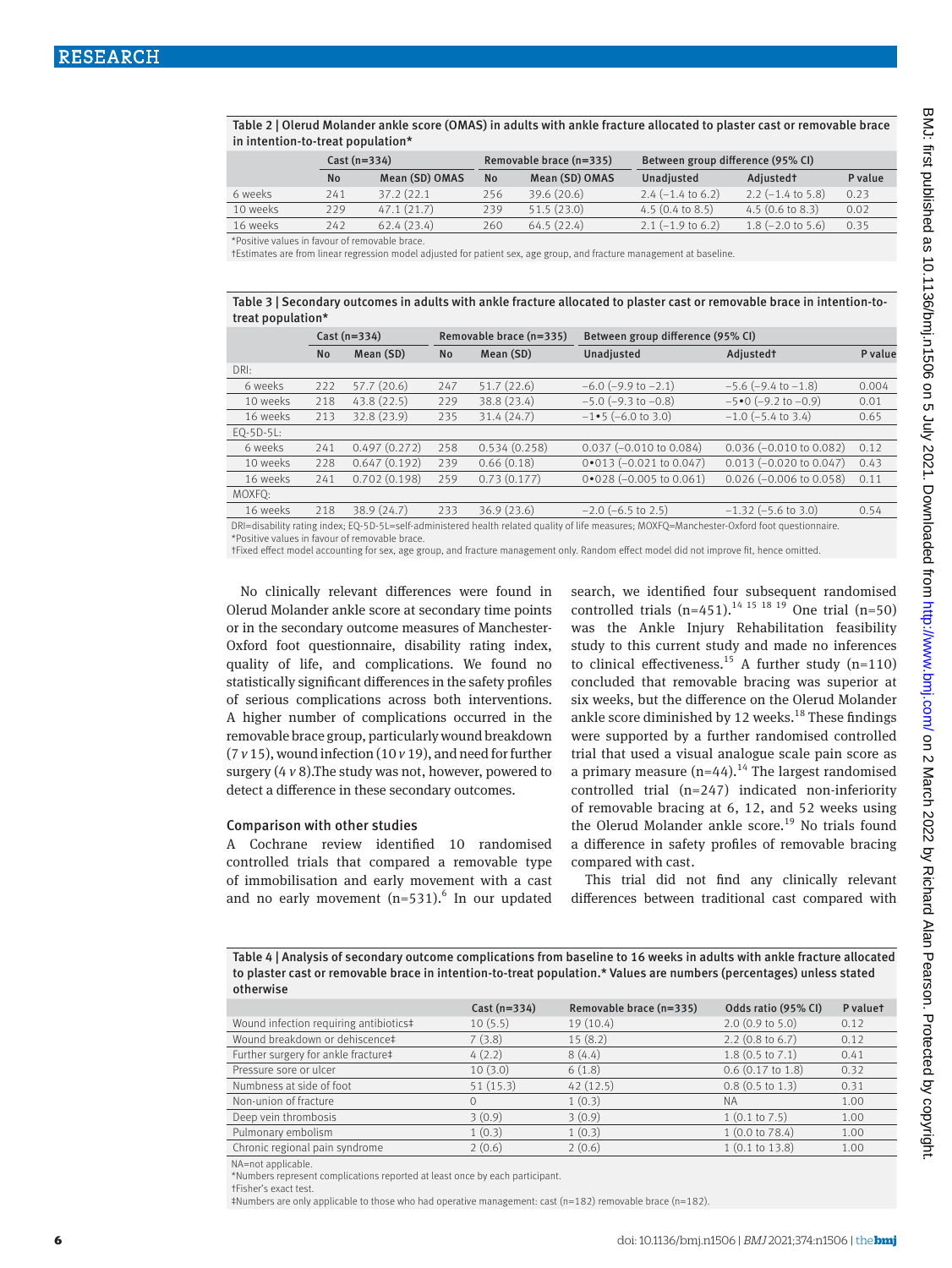Table 2 | Olerud Molander ankle score (OMAS) in adults with ankle fracture allocated to plaster cast or removable brace in intention-to-treat population*

| | Cast (n=334) | | Removable brace (n=335) | | Between group difference (95% CI) | | |
|---|---|---|---|---|---|---|---|
| | No | Mean (SD) OMAS | No | Mean (SD) OMAS | Unadjusted | Adjusted† | P value |
| 6 weeks | 241 | 37.2 (22.1 | 256 | 39.6 (20.6) | 2.4 (−1.4 to 6.2) | 2.2 (−1.4 to 5.8) | 0.23 |
| 10 weeks | 229 | 47.1 (21.7) | 239 | 51.5 (23.0) | 4.5 (0.4 to 8.5) | 4.5 (0.6 to 8.3) | 0.02 |
| 16 weeks | 242 | 62.4 (23.4) | 260 | 64.5 (22.4) | 2.1 (−1.9 to 6.2) | 1.8 (−2.0 to 5.6) | 0.35 |

*Positive values in favour of removable brace.
†Estimates are from linear regression model adjusted for patient sex, age group, and fracture management at baseline.

Table 3 | Secondary outcomes in adults with ankle fracture allocated to plaster cast or removable brace in intention-to-treat population*

| | Cast (n=334) | | Removable brace (n=335) | | Between group difference (95% CI) | | |
|---|---|---|---|---|---|---|---|
| | No | Mean (SD) | No | Mean (SD) | Unadjusted | Adjusted† | P value |
| DRI: | | | | | | | |
| 6 weeks | 222 | 57.7 (20.6) | 247 | 51.7 (22.6) | −6.0 (−9.9 to −2.1) | −5.6 (−9.4 to −1.8) | 0.004 |
| 10 weeks | 218 | 43.8 (22.5) | 229 | 38.8 (23.4) | −5.0 (−9.3 to −0.8) | −5•0 (−9.2 to −0.9) | 0.01 |
| 16 weeks | 213 | 32.8 (23.9) | 235 | 31.4 (24.7) | −1•5 (−6.0 to 3.0) | −1.0 (−5.4 to 3.4) | 0.65 |
| EQ-5D-5L: | | | | | | | |
| 6 weeks | 241 | 0.497 (0.272) | 258 | 0.534 (0.258) | 0.037 (−0.010 to 0.084) | 0.036 (−0.010 to 0.082) | 0.12 |
| 10 weeks | 228 | 0.647 (0.192) | 239 | 0.66 (0.18) | 0•013 (−0.021 to 0.047) | 0.013 (−0.020 to 0.047) | 0.43 |
| 16 weeks | 241 | 0.702 (0.198) | 259 | 0.73 (0.177) | 0•028 (−0.005 to 0.061) | 0.026 (−0.006 to 0.058) | 0.11 |
| MOXFQ: | | | | | | | |
| 16 weeks | 218 | 38.9 (24.7) | 233 | 36.9 (23.6) | −2.0 (−6.5 to 2.5) | −1.32 (−5.6 to 3.0) | 0.54 |

DRI=disability rating index; EQ-5D-5L=self-administered health related quality of life measures; MOXFQ=Manchester-Oxford foot questionnaire.
*Positive values in favour of removable brace.
†Fixed effect model accounting for sex, age group, and fracture management only. Random effect model did not improve fit, hence omitted.

No clinically relevant differences were found in Olerud Molander ankle score at secondary time points or in the secondary outcome measures of Manchester-Oxford foot questionnaire, disability rating index, quality of life, and complications. We found no statistically significant differences in the safety profiles of serious complications across both interventions. A higher number of complications occurred in the removable brace group, particularly wound breakdown (7 *v* 15), wound infection (10 *v* 19), and need for further surgery (4 *v* 8).The study was not, however, powered to detect a difference in these secondary outcomes.

### Comparison with other studies

A Cochrane review identified 10 randomised controlled trials that compared a removable type of immobilisation and early movement with a cast and no early movement (n=531).[6] In our updated search, we identified four subsequent randomised controlled trials (n=451).[14 15 18 19] One trial (n=50) was the Ankle Injury Rehabilitation feasibility study to this current study and made no inferences to clinical effectiveness.[15] A further study (n=110) concluded that removable bracing was superior at six weeks, but the difference on the Olerud Molander ankle score diminished by 12 weeks.[18] These findings were supported by a further randomised controlled trial that used a visual analogue scale pain score as a primary measure (n=44).[14] The largest randomised controlled trial (n=247) indicated non-inferiority of removable bracing at 6, 12, and 52 weeks using the Olerud Molander ankle score.[19] No trials found a difference in safety profiles of removable bracing compared with cast.

This trial did not find any clinically relevant differences between traditional cast compared with

Table 4 | Analysis of secondary outcome complications from baseline to 16 weeks in adults with ankle fracture allocated to plaster cast or removable brace in intention-to-treat population.* Values are numbers (percentages) unless stated otherwise

| | Cast (n=334) | Removable brace (n=335) | Odds ratio (95% CI) | P value† |
|---|---|---|---|---|
| Wound infection requiring antibiotics‡ | 10 (5.5) | 19 (10.4) | 2.0 (0.9 to 5.0) | 0.12 |
| Wound breakdown or dehiscence‡ | 7 (3.8) | 15 (8.2) | 2.2 (0.8 to 6.7) | 0.12 |
| Further surgery for ankle fracture‡ | 4 (2.2) | 8 (4.4) | 1.8 (0.5 to 7.1) | 0.41 |
| Pressure sore or ulcer | 10 (3.0) | 6 (1.8) | 0.6 (0.17 to 1.8) | 0.32 |
| Numbness at side of foot | 51 (15.3) | 42 (12.5) | 0.8 (0.5 to 1.3) | 0.31 |
| Non-union of fracture | 0 | 1 (0.3) | NA | 1.00 |
| Deep vein thrombosis | 3 (0.9) | 3 (0.9) | 1 (0.1 to 7.5) | 1.00 |
| Pulmonary embolism | 1 (0.3) | 1 (0.3) | 1 (0.0 to 78.4) | 1.00 |
| Chronic regional pain syndrome | 2 (0.6) | 2 (0.6) | 1 (0.1 to 13.8) | 1.00 |

NA=not applicable.
*Numbers represent complications reported at least once by each participant.
†Fisher's exact test.
‡Numbers are only applicable to those who had operative management: cast (n=182) removable brace (n=182).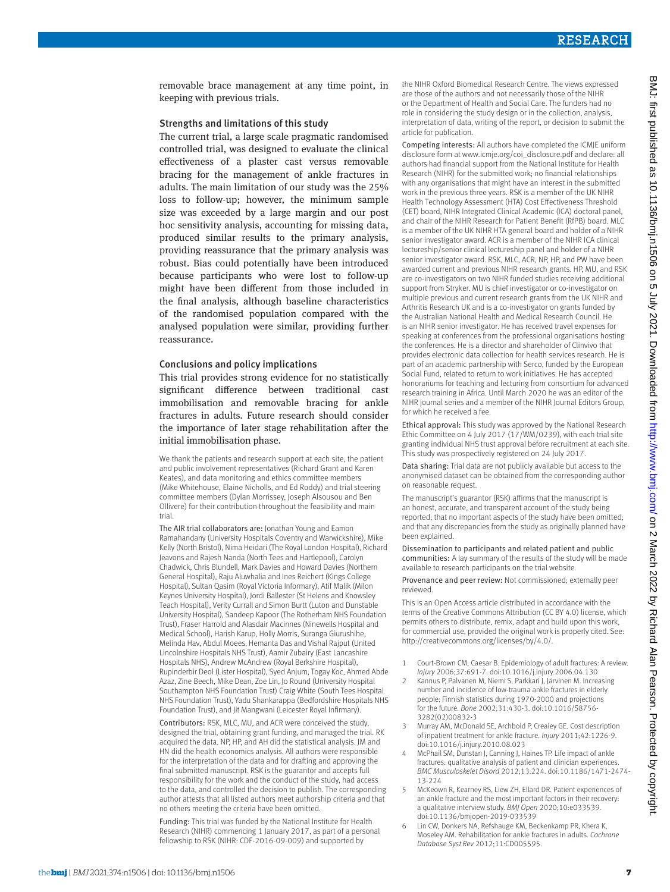removable brace management at any time point, in keeping with previous trials.

### Strengths and limitations of this study

The current trial, a large scale pragmatic randomised controlled trial, was designed to evaluate the clinical effectiveness of a plaster cast versus removable bracing for the management of ankle fractures in adults. The main limitation of our study was the 25% loss to follow-up; however, the minimum sample size was exceeded by a large margin and our post hoc sensitivity analysis, accounting for missing data, produced similar results to the primary analysis, providing reassurance that the primary analysis was robust. Bias could potentially have been introduced because participants who were lost to follow-up might have been different from those included in the final analysis, although baseline characteristics of the randomised population compared with the analysed population were similar, providing further reassurance.

### Conclusions and policy implications

This trial provides strong evidence for no statistically significant difference between traditional cast immobilisation and removable bracing for ankle fractures in adults. Future research should consider the importance of later stage rehabilitation after the initial immobilisation phase.

We thank the patients and research support at each site, the patient and public involvement representatives (Richard Grant and Karen Keates), and data monitoring and ethics committee members (Mike Whitehouse, Elaine Nicholls, and Ed Roddy) and trial steering committee members (Dylan Morrissey, Joseph Alsousou and Ben Ollivere) for their contribution throughout the feasibility and main trial.

The AIR trial collaborators are: Jonathan Young and Eamon Ramahandany (University Hospitals Coventry and Warwickshire), Mike Kelly (North Bristol), Nima Heidari (The Royal London Hospital), Richard Jeavons and Rajesh Nanda (North Tees and Hartlepool), Carolyn Chadwick, Chris Blundell, Mark Davies and Howard Davies (Northern General Hospital), Raju Aluwhalia and Ines Reichert (Kings College Hospital), Sultan Qasim (Royal Victoria Informary), Atif Malik (Milton Keynes University Hospital), Jordi Ballester (St Helens and Knowsley Teach Hospital), Verity Currall and Simon Burtt (Luton and Dunstable University Hospital), Sandeep Kapoor (The Rotherham NHS Foundation Trust), Fraser Harrold and Alasdair Macinnes (Ninewells Hospital and Medical School), Harish Karup, Holly Morris, Suranga Giurushihe, Melinda Hav, Abdul Moees, Hemanta Das and Vishal Rajput (United Lincolnshire Hospitals NHS Trust), Aamir Zubairy (East Lancashire Hospitals NHS), Andrew McAndrew (Royal Berkshire Hospital), Rupinderbir Deol (Lister Hospital), Syed Anjum, Togay Koc, Ahmed Abde Azaz, Zine Beech, Mike Dean, Zoe Lin, Jo Round (University Hospital Southampton NHS Foundation Trust) Craig White (South Tees Hospital NHS Foundation Trust), Yadu Shankarappa (Bedfordshire Hospitals NHS Foundation Trust), and Jit Mangwani (Leicester Royal Infirmary).

**Contributors:** RSK, MLC, MU, and ACR were conceived the study, designed the trial, obtaining grant funding, and managed the trial. RK acquired the data. NP, HP, and AH did the statistical analysis. JM and HN did the health economics analysis. All authors were responsible for the interpretation of the data and for drafting and approving the final submitted manuscript. RSK is the guarantor and accepts full responsibility for the work and the conduct of the study, had access to the data, and controlled the decision to publish. The corresponding author attests that all listed authors meet authorship criteria and that no others meeting the criteria have been omitted.

**Funding:** This trial was funded by the National Institute for Health Research (NIHR) commencing 1 January 2017, as part of a personal fellowship to RSK (NIHR: CDF-2016-09-009) and supported by the NIHR Oxford Biomedical Research Centre. The views expressed are those of the authors and not necessarily those of the NIHR or the Department of Health and Social Care. The funders had no role in considering the study design or in the collection, analysis, interpretation of data, writing of the report, or decision to submit the article for publication.

**Competing interests:** All authors have completed the ICMJE uniform disclosure form at www.icmje.org/coi_disclosure.pdf and declare: all authors had financial support from the National Institute for Health Research (NIHR) for the submitted work; no financial relationships with any organisations that might have an interest in the submitted work in the previous three years. RSK is a member of the UK NIHR Health Technology Assessment (HTA) Cost Effectiveness Threshold (CET) board, NIHR Integrated Clinical Academic (ICA) doctoral panel, and chair of the NIHR Research for Patient Benefit (RfPB) board. MLC is a member of the UK NIHR HTA general board and holder of a NIHR senior investigator award. ACR is a member of the NIHR ICA clinical lectureship/senior clinical lectureship panel and holder of a NIHR senior investigator award. RSK, MLC, ACR, NP, HP, and PW have been awarded current and previous NIHR research grants. HP, MU, and RSK are co-investigators on two NIHR funded studies receiving additional support from Stryker. MU is chief investigator or co-investigator on multiple previous and current research grants from the UK NIHR and Arthritis Research UK and is a co-investigator on grants funded by the Australian National Health and Medical Research Council. He is an NIHR senior investigator. He has received travel expenses for speaking at conferences from the professional organisations hosting the conferences. He is a director and shareholder of Clinvivo that provides electronic data collection for health services research. He is part of an academic partnership with Serco, funded by the European Social Fund, related to return to work initiatives. He has accepted honorariums for teaching and lecturing from consortium for advanced research training in Africa. Until March 2020 he was an editor of the NIHR journal series and a member of the NIHR Journal Editors Group, for which he received a fee.

**Ethical approval:** This study was approved by the National Research Ethic Committee on 4 July 2017 (17/WM/0239), with each trial site granting individual NHS trust approval before recruitment at each site. This study was prospectively registered on 24 July 2017.

**Data sharing:** Trial data are not publicly available but access to the anonymised dataset can be obtained from the corresponding author on reasonable request.

The manuscript's guarantor (RSK) affirms that the manuscript is an honest, accurate, and transparent account of the study being reported; that no important aspects of the study have been omitted; and that any discrepancies from the study as originally planned have been explained.

**Dissemination to participants and related patient and public communities:** A lay summary of the results of the study will be made available to research participants on the trial website.

**Provenance and peer review:** Not commissioned; externally peer reviewed.

This is an Open Access article distributed in accordance with the terms of the Creative Commons Attribution (CC BY 4.0) license, which permits others to distribute, remix, adapt and build upon this work, for commercial use, provided the original work is properly cited. See: http://creativecommons.org/licenses/by/4.0/.

1. Court-Brown CM, Caesar B. Epidemiology of adult fractures: A review. *Injury* 2006;37:691-7. doi:10.1016/j.injury.2006.04.130
2. Kannus P, Palvanen M, Niemi S, Parkkari J, Järvinen M. Increasing number and incidence of low-trauma ankle fractures in elderly people: Finnish statistics during 1970-2000 and projections for the future. *Bone* 2002;31:430-3. doi:10.1016/S8756-3282(02)00832-3
3. Murray AM, McDonald SE, Archbold P, Crealey GE. Cost description of inpatient treatment for ankle fracture. *Injury* 2011;42:1226-9. doi:10.1016/j.injury.2010.08.023
4. McPhail SM, Dunstan J, Canning J, Haines TP. Life impact of ankle fractures: qualitative analysis of patient and clinician experiences. *BMC Musculoskelet Disord* 2012;13:224. doi:10.1186/1471-2474-13-224
5. McKeown R, Kearney RS, Liew ZH, Ellard DR. Patient experiences of an ankle fracture and the most important factors in their recovery: a qualitative interview study. *BMJ Open* 2020;10:e033539. doi:10.1136/bmjopen-2019-033539
6. Lin CW, Donkers NA, Refshauge KM, Beckenkamp PR, Khera K, Moseley AM. Rehabilitation for ankle fractures in adults. *Cochrane Database Syst Rev* 2012;11:CD005595.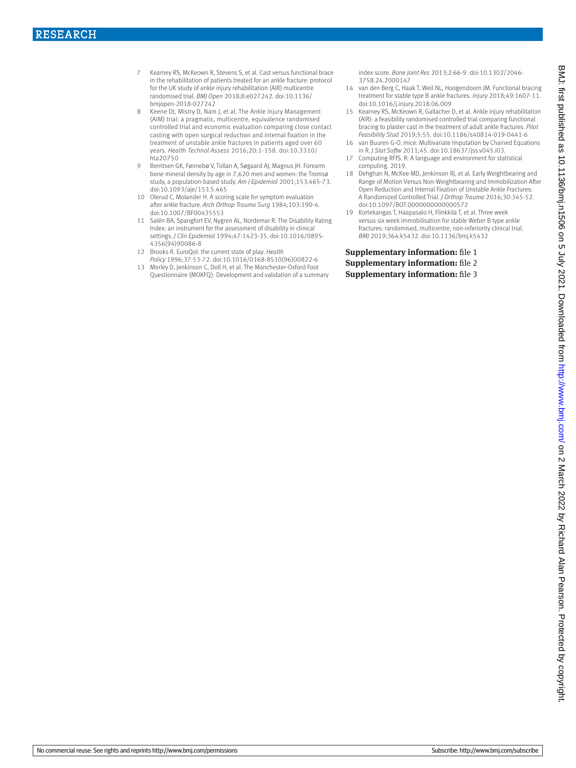7 Kearney RS, McKeown R, Stevens S, et al. Cast versus functional brace in the rehabilitation of patients treated for an ankle fracture: protocol for the UK study of ankle injury rehabilitation (AIR) multicentre randomised trial. *BMJ Open* 2018;8:e027242. doi:10.1136/bmjopen-2018-027242

8 Keene DJ, Mistry D, Nam J, et al. The Ankle Injury Management (AIM) trial: a pragmatic, multicentre, equivalence randomised controlled trial and economic evaluation comparing close contact casting with open surgical reduction and internal fixation in the treatment of unstable ankle fractures in patients aged over 60 years. *Health Technol Assess* 2016;20:1-158. doi:10.3310/hta20750

9 Berntsen GK, Fønnebø V, Tollan A, Søgaard AJ, Magnus JH. Forearm bone mineral density by age in 7,620 men and women: the Tromsø study, a population-based study. *Am J Epidemiol* 2001;153:465-73. doi:10.1093/aje/153.5.465

10 Olerud C, Molander H. A scoring scale for symptom evaluation after ankle fracture. *Arch Orthop Trauma Surg* 1984;103:190-4. doi:10.1007/BF00435553

11 Salén BA, Spangfort EV, Nygren AL, Nordemar R. The Disability Rating Index: an instrument for the assessment of disability in clinical settings. *J Clin Epidemiol* 1994;47:1423-35. doi:10.1016/0895-4356(94)90086-8

12 Brooks R. EuroQol: the current state of play. *Health Policy* 1996;37:53-72. doi:10.1016/0168-8510(96)00822-6

13 Morley D, Jenkinson C, Doll H, et al. The Manchester-Oxford Foot Questionnaire (MOXFQ): Development and validation of a summary index score. *Bone Joint Res* 2013;2:66-9. doi:10.1302/2046-3758.24.2000147

14 van den Berg C, Haak T, Weil NL, Hoogendoorn JM. Functional bracing treatment for stable type B ankle fractures. *Injury* 2018;49:1607-11. doi:10.1016/j.injury.2018.06.009

15 Kearney RS, McKeown R, Gallacher D, et al. Ankle injury rehabilitation (AIR): a feasibility randomised controlled trial comparing functional bracing to plaster cast in the treatment of adult ankle fractures. *Pilot Feasibility Stud* 2019;5:55. doi:10.1186/s40814-019-0441-6

16 van Buuren G-O. mice: Multivariate Imputation by Chained Equations in R. *J Stat Softw* 2011;45. doi:10.18637/jss.v045.i03.

17 Computing RFfS. R: A language and environment for statistical computing. 2019.

18 Dehghan N, McKee MD, Jenkinson RJ, et al. Early Weightbearing and Range of Motion Versus Non-Weightbearing and Immobilization After Open Reduction and Internal Fixation of Unstable Ankle Fractures: A Randomized Controlled Trial. *J Orthop Trauma* 2016;30:345-52. doi:10.1097/BOT.0000000000000572

19 Kortekangas T, Haapasalo H, Flinkkilä T, et al. Three week versus six week immobilisation for stable Weber B type ankle fractures: randomised, multicentre, non-inferiority clinical trial. *BMJ* 2019;364:k5432. doi:10.1136/bmj.k5432

**Supplementary information:** file 1

**Supplementary information:** file 2

**Supplementary information:** file 3